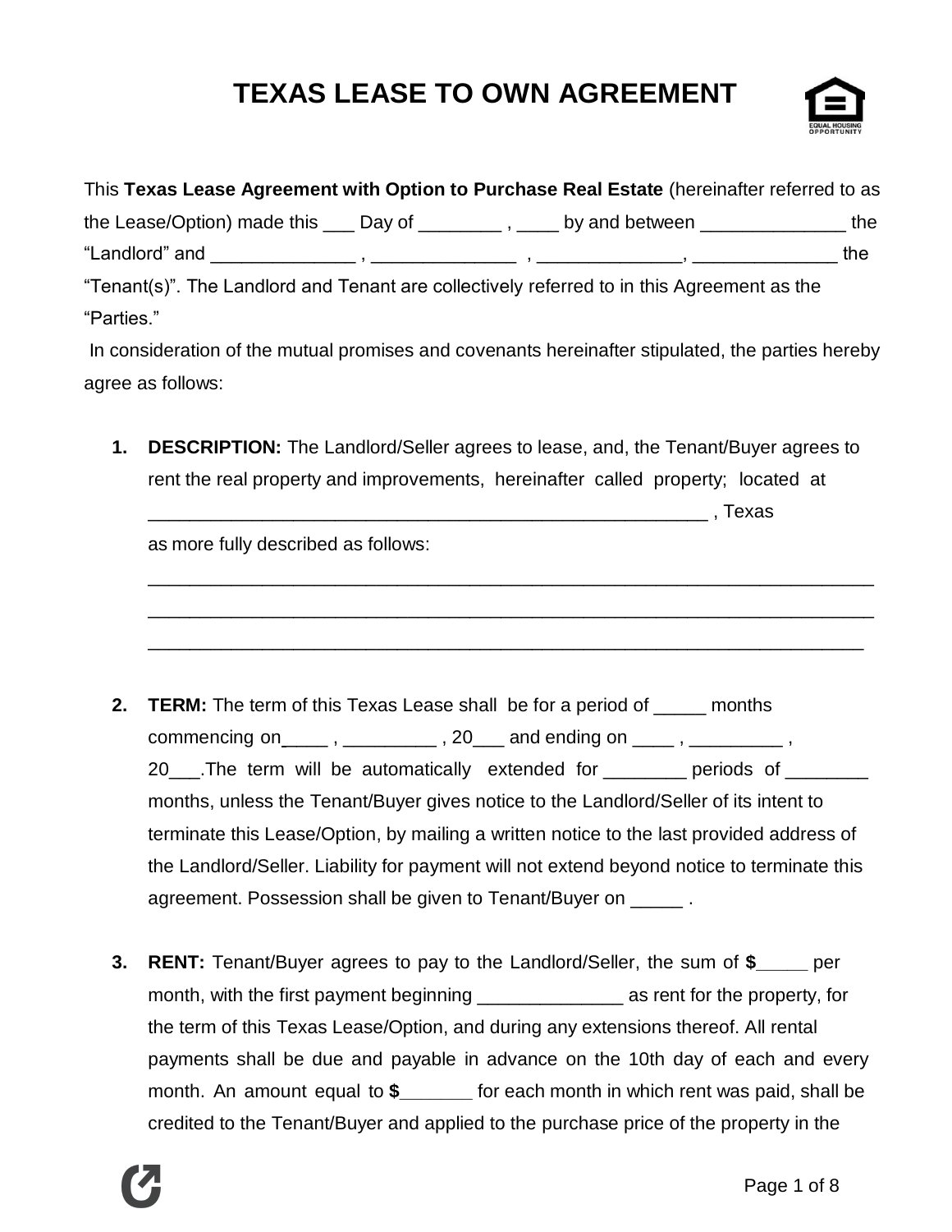# TEXAS LEASE TO OWN AGREEMENT

This **Texas Lease Agreement with Option to Purchase Real Estate** (hereinafter referred to as the Lease/Option) made this ___ Day of ________ , ____ by and between ______________ the "Landlord" and ______________ , ______________ , ______________, ______________ the "Tenant(s)". The Landlord and Tenant are collectively referred to in this Agreement as the "Parties."

In consideration of the mutual promises and covenants hereinafter stipulated, the parties hereby agree as follows:

1. **DESCRIPTION:** The Landlord/Seller agrees to lease, and, the Tenant/Buyer agrees to rent the real property and improvements, hereinafter called property; located at _________________________________________________________ , Texas as more fully described as follows:
   ___________________________________________________________________________
   ___________________________________________________________________________
   __________________________________________________________________________

2. **TERM:** The term of this Texas Lease shall be for a period of _____ months commencing on____ , _________ , 20___ and ending on ____ , _________ , 20___.The term will be automatically extended for ________ periods of ________ months, unless the Tenant/Buyer gives notice to the Landlord/Seller of its intent to terminate this Lease/Option, by mailing a written notice to the last provided address of the Landlord/Seller. Liability for payment will not extend beyond notice to terminate this agreement. Possession shall be given to Tenant/Buyer on _____ .

3. **RENT:** Tenant/Buyer agrees to pay to the Landlord/Seller, the sum of **$**_____ per month, with the first payment beginning ______________ as rent for the property, for the term of this Texas Lease/Option, and during any extensions thereof. All rental payments shall be due and payable in advance on the 10th day of each and every month. An amount equal to **$**_______ for each month in which rent was paid, shall be credited to the Tenant/Buyer and applied to the purchase price of the property in the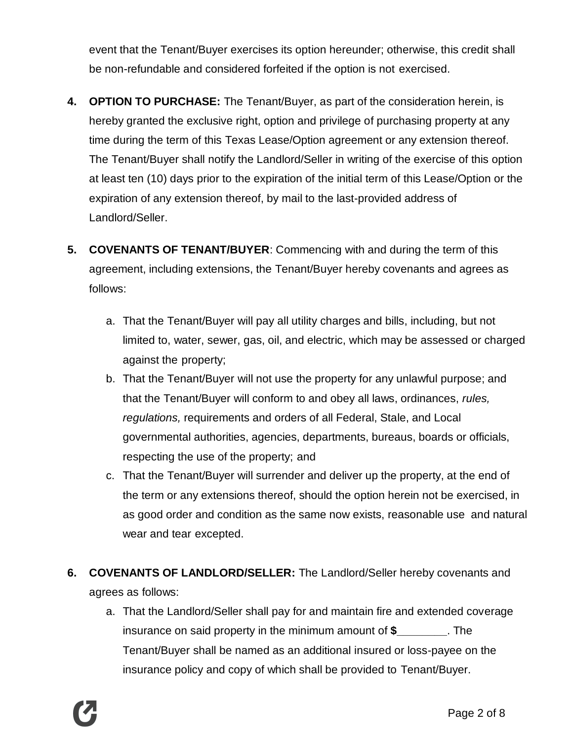event that the Tenant/Buyer exercises its option hereunder; otherwise, this credit shall be non-refundable and considered forfeited if the option is not exercised.

4. **OPTION TO PURCHASE:** The Tenant/Buyer, as part of the consideration herein, is hereby granted the exclusive right, option and privilege of purchasing property at any time during the term of this Texas Lease/Option agreement or any extension thereof. The Tenant/Buyer shall notify the Landlord/Seller in writing of the exercise of this option at least ten (10) days prior to the expiration of the initial term of this Lease/Option or the expiration of any extension thereof, by mail to the last-provided address of Landlord/Seller.

5. **COVENANTS OF TENANT/BUYER**: Commencing with and during the term of this agreement, including extensions, the Tenant/Buyer hereby covenants and agrees as follows:

   a. That the Tenant/Buyer will pay all utility charges and bills, including, but not limited to, water, sewer, gas, oil, and electric, which may be assessed or charged against the property;
   b. That the Tenant/Buyer will not use the property for any unlawful purpose; and that the Tenant/Buyer will conform to and obey all laws, ordinances, *rules, regulations,* requirements and orders of all Federal, Stale, and Local governmental authorities, agencies, departments, bureaus, boards or officials, respecting the use of the property; and
   c. That the Tenant/Buyer will surrender and deliver up the property, at the end of the term or any extensions thereof, should the option herein not be exercised, in as good order and condition as the same now exists, reasonable use and natural wear and tear excepted.

6. **COVENANTS OF LANDLORD/SELLER:** The Landlord/Seller hereby covenants and agrees as follows:

   a. That the Landlord/Seller shall pay for and maintain fire and extended coverage insurance on said property in the minimum amount of **$**________. The Tenant/Buyer shall be named as an additional insured or loss-payee on the insurance policy and copy of which shall be provided to Tenant/Buyer.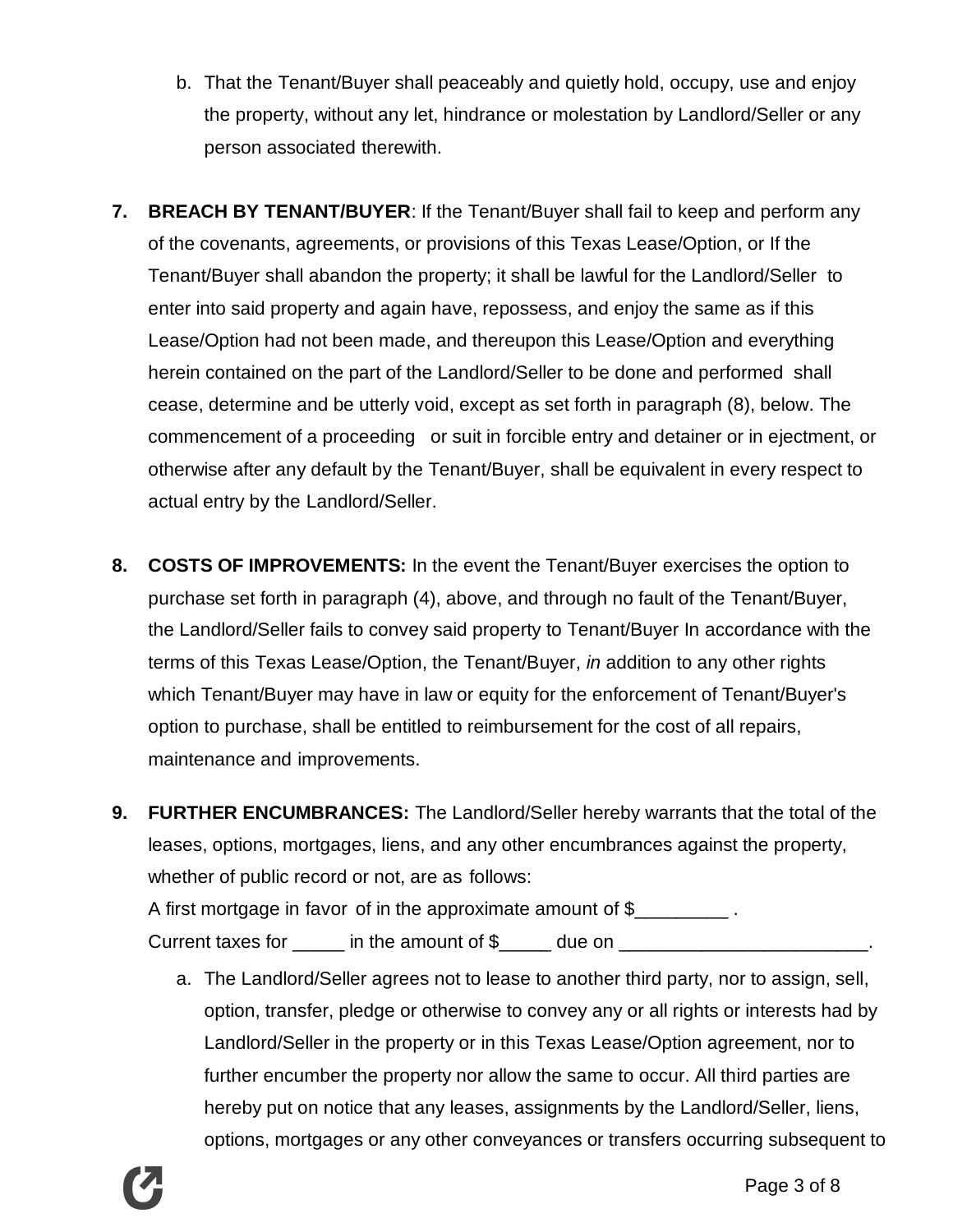b. That the Tenant/Buyer shall peaceably and quietly hold, occupy, use and enjoy the property, without any let, hindrance or molestation by Landlord/Seller or any person associated therewith.

7. **BREACH BY TENANT/BUYER**: If the Tenant/Buyer shall fail to keep and perform any of the covenants, agreements, or provisions of this Texas Lease/Option, or If the Tenant/Buyer shall abandon the property; it shall be lawful for the Landlord/Seller to enter into said property and again have, repossess, and enjoy the same as if this Lease/Option had not been made, and thereupon this Lease/Option and everything herein contained on the part of the Landlord/Seller to be done and performed shall cease, determine and be utterly void, except as set forth in paragraph (8), below. The commencement of a proceeding or suit in forcible entry and detainer or in ejectment, or otherwise after any default by the Tenant/Buyer, shall be equivalent in every respect to actual entry by the Landlord/Seller.

8. **COSTS OF IMPROVEMENTS:** In the event the Tenant/Buyer exercises the option to purchase set forth in paragraph (4), above, and through no fault of the Tenant/Buyer, the Landlord/Seller fails to convey said property to Tenant/Buyer In accordance with the terms of this Texas Lease/Option, the Tenant/Buyer, *in* addition to any other rights which Tenant/Buyer may have in law or equity for the enforcement of Tenant/Buyer's option to purchase, shall be entitled to reimbursement for the cost of all repairs, maintenance and improvements.

9. **FURTHER ENCUMBRANCES:** The Landlord/Seller hereby warrants that the total of the leases, options, mortgages, liens, and any other encumbrances against the property, whether of public record or not, are as follows:
   A first mortgage in favor of in the approximate amount of $_________ .
   Current taxes for _____ in the amount of $_____ due on ________________________.

   a. The Landlord/Seller agrees not to lease to another third party, nor to assign, sell, option, transfer, pledge or otherwise to convey any or all rights or interests had by Landlord/Seller in the property or in this Texas Lease/Option agreement, nor to further encumber the property nor allow the same to occur. All third parties are hereby put on notice that any leases, assignments by the Landlord/Seller, liens, options, mortgages or any other conveyances or transfers occurring subsequent to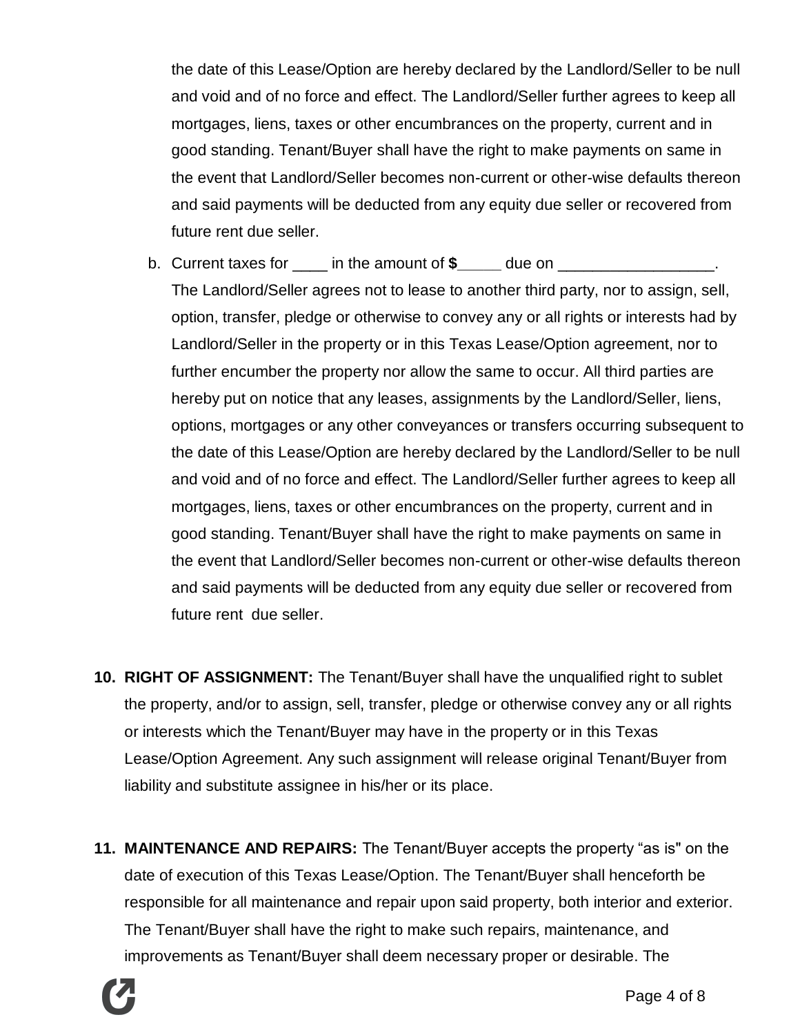the date of this Lease/Option are hereby declared by the Landlord/Seller to be null and void and of no force and effect. The Landlord/Seller further agrees to keep all mortgages, liens, taxes or other encumbrances on the property, current and in good standing. Tenant/Buyer shall have the right to make payments on same in the event that Landlord/Seller becomes non-current or other-wise defaults thereon and said payments will be deducted from any equity due seller or recovered from future rent due seller.

b. Current taxes for ____ in the amount of **$**_____ due on __________________. The Landlord/Seller agrees not to lease to another third party, nor to assign, sell, option, transfer, pledge or otherwise to convey any or all rights or interests had by Landlord/Seller in the property or in this Texas Lease/Option agreement, nor to further encumber the property nor allow the same to occur. All third parties are hereby put on notice that any leases, assignments by the Landlord/Seller, liens, options, mortgages or any other conveyances or transfers occurring subsequent to the date of this Lease/Option are hereby declared by the Landlord/Seller to be null and void and of no force and effect. The Landlord/Seller further agrees to keep all mortgages, liens, taxes or other encumbrances on the property, current and in good standing. Tenant/Buyer shall have the right to make payments on same in the event that Landlord/Seller becomes non-current or other-wise defaults thereon and said payments will be deducted from any equity due seller or recovered from future rent due seller.

10. **RIGHT OF ASSIGNMENT:** The Tenant/Buyer shall have the unqualified right to sublet the property, and/or to assign, sell, transfer, pledge or otherwise convey any or all rights or interests which the Tenant/Buyer may have in the property or in this Texas Lease/Option Agreement. Any such assignment will release original Tenant/Buyer from liability and substitute assignee in his/her or its place.

11. **MAINTENANCE AND REPAIRS:** The Tenant/Buyer accepts the property "as is" on the date of execution of this Texas Lease/Option. The Tenant/Buyer shall henceforth be responsible for all maintenance and repair upon said property, both interior and exterior. The Tenant/Buyer shall have the right to make such repairs, maintenance, and improvements as Tenant/Buyer shall deem necessary proper or desirable. The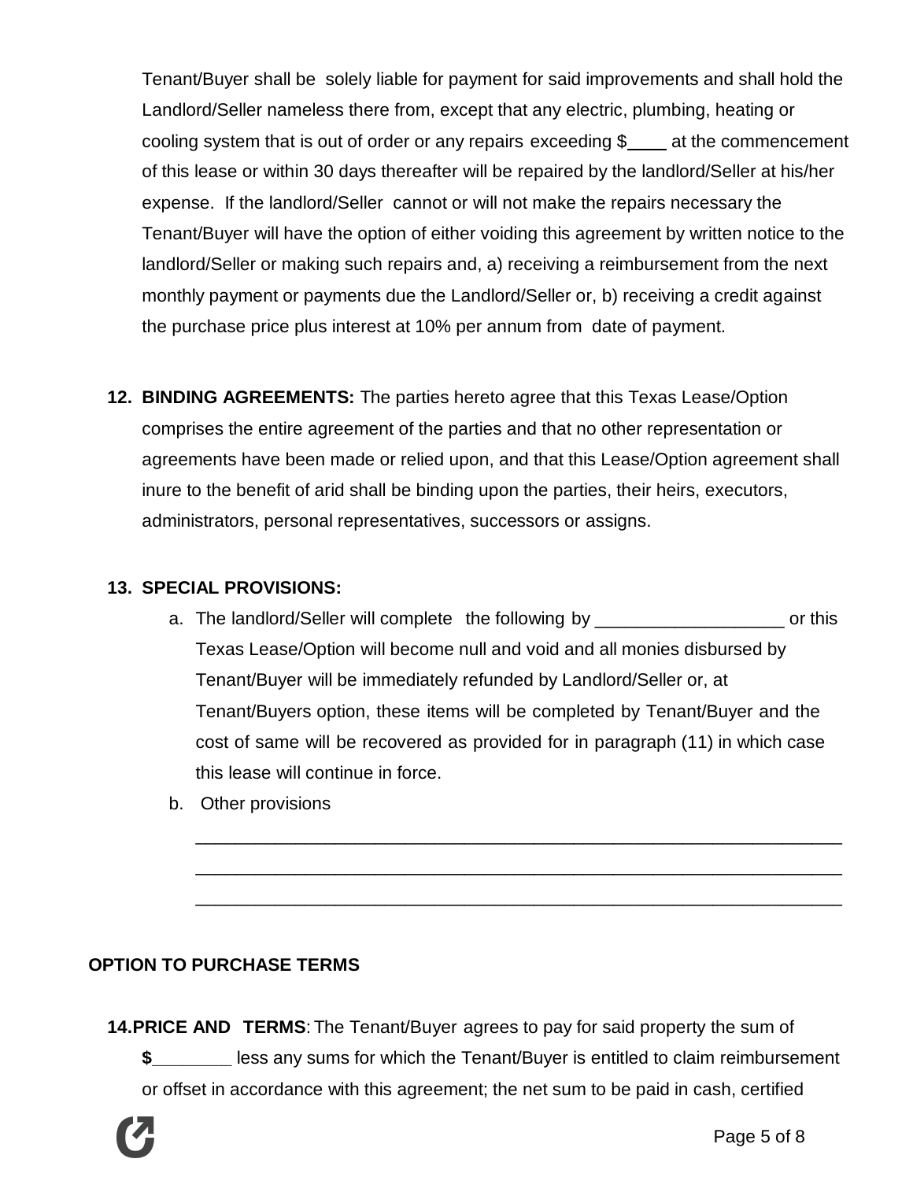Tenant/Buyer shall be solely liable for payment for said improvements and shall hold the Landlord/Seller nameless there from, except that any electric, plumbing, heating or cooling system that is out of order or any repairs exceeding $____ at the commencement of this lease or within 30 days thereafter will be repaired by the landlord/Seller at his/her expense. If the landlord/Seller cannot or will not make the repairs necessary the Tenant/Buyer will have the option of either voiding this agreement by written notice to the landlord/Seller or making such repairs and, a) receiving a reimbursement from the next monthly payment or payments due the Landlord/Seller or, b) receiving a credit against the purchase price plus interest at 10% per annum from date of payment.

12. **BINDING AGREEMENTS:** The parties hereto agree that this Texas Lease/Option comprises the entire agreement of the parties and that no other representation or agreements have been made or relied upon, and that this Lease/Option agreement shall inure to the benefit of arid shall be binding upon the parties, their heirs, executors, administrators, personal representatives, successors or assigns.

13. **SPECIAL PROVISIONS:**
    a. The landlord/Seller will complete the following by ___________________ or this Texas Lease/Option will become null and void and all monies disbursed by Tenant/Buyer will be immediately refunded by Landlord/Seller or, at Tenant/Buyers option, these items will be completed by Tenant/Buyer and the cost of same will be recovered as provided for in paragraph (11) in which case this lease will continue in force.
    b. Other provisions

    ____________________________________________________________________
    ____________________________________________________________________
    ____________________________________________________________________

**OPTION TO PURCHASE TERMS**

14. **PRICE AND TERMS**: The Tenant/Buyer agrees to pay for said property the sum of **$**________ less any sums for which the Tenant/Buyer is entitled to claim reimbursement or offset in accordance with this agreement; the net sum to be paid in cash, certified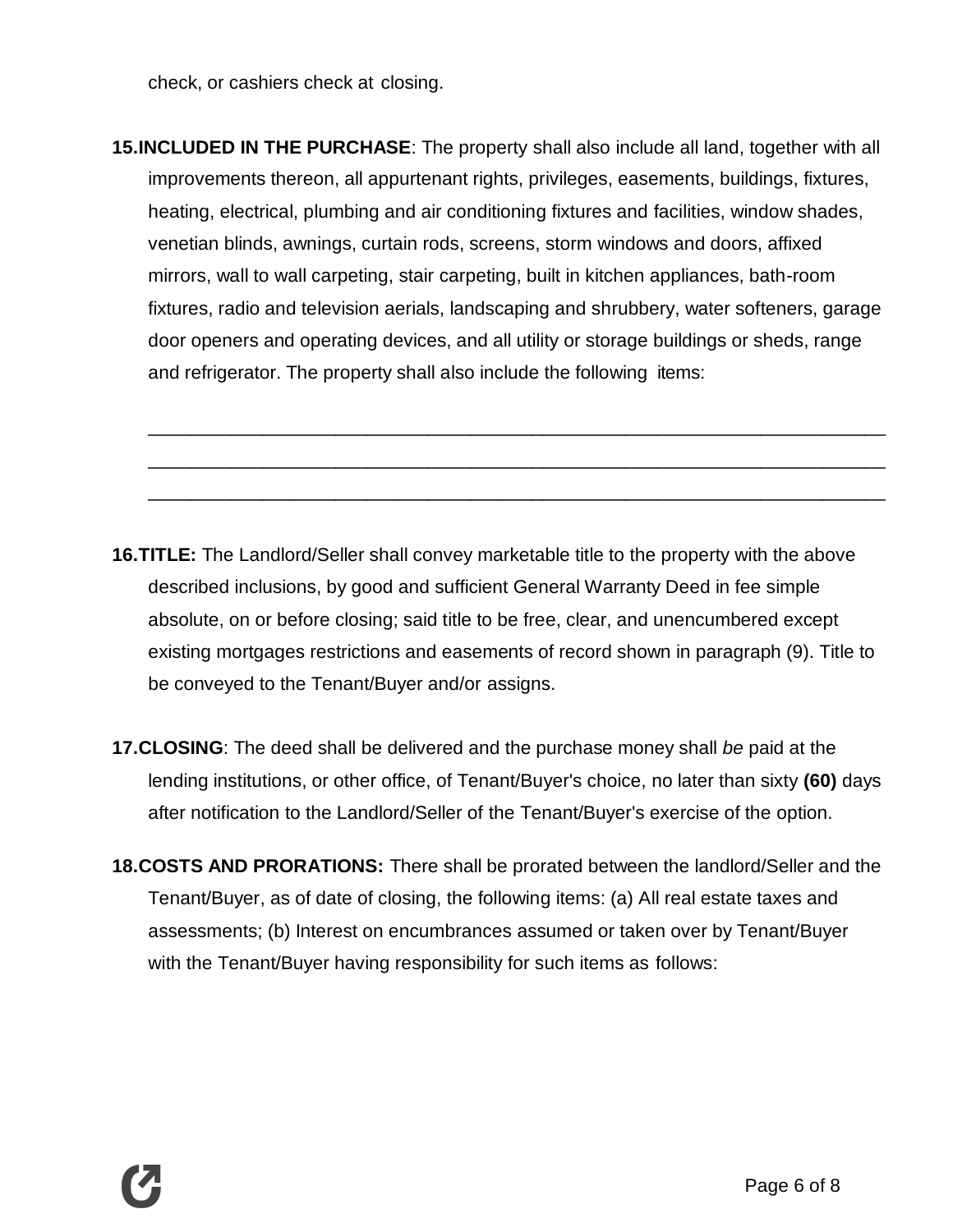check, or cashiers check at closing.

**15.INCLUDED IN THE PURCHASE**: The property shall also include all land, together with all improvements thereon, all appurtenant rights, privileges, easements, buildings, fixtures, heating, electrical, plumbing and air conditioning fixtures and facilities, window shades, venetian blinds, awnings, curtain rods, screens, storm windows and doors, affixed mirrors, wall to wall carpeting, stair carpeting, built in kitchen appliances, bath-room fixtures, radio and television aerials, landscaping and shrubbery, water softeners, garage door openers and operating devices, and all utility or storage buildings or sheds, range and refrigerator. The property shall also include the following items:

\_\_\_\_\_\_\_\_\_\_\_\_\_\_\_\_\_\_\_\_\_\_\_\_\_\_\_\_\_\_\_\_\_\_\_\_\_\_\_\_\_\_\_\_\_\_\_\_\_\_\_\_\_\_\_\_\_\_\_\_\_\_\_\_\_\_\_\_\_\_
\_\_\_\_\_\_\_\_\_\_\_\_\_\_\_\_\_\_\_\_\_\_\_\_\_\_\_\_\_\_\_\_\_\_\_\_\_\_\_\_\_\_\_\_\_\_\_\_\_\_\_\_\_\_\_\_\_\_\_\_\_\_\_\_\_\_\_\_\_\_
\_\_\_\_\_\_\_\_\_\_\_\_\_\_\_\_\_\_\_\_\_\_\_\_\_\_\_\_\_\_\_\_\_\_\_\_\_\_\_\_\_\_\_\_\_\_\_\_\_\_\_\_\_\_\_\_\_\_\_\_\_\_\_\_\_\_\_\_\_\_

**16.TITLE:** The Landlord/Seller shall convey marketable title to the property with the above described inclusions, by good and sufficient General Warranty Deed in fee simple absolute, on or before closing; said title to be free, clear, and unencumbered except existing mortgages restrictions and easements of record shown in paragraph (9). Title to be conveyed to the Tenant/Buyer and/or assigns.

**17.CLOSING**: The deed shall be delivered and the purchase money shall *be* paid at the lending institutions, or other office, of Tenant/Buyer's choice, no later than sixty **(60)** days after notification to the Landlord/Seller of the Tenant/Buyer's exercise of the option.

**18.COSTS AND PRORATIONS:** There shall be prorated between the landlord/Seller and the Tenant/Buyer, as of date of closing, the following items: (a) All real estate taxes and assessments; (b) Interest on encumbrances assumed or taken over by Tenant/Buyer with the Tenant/Buyer having responsibility for such items as follows: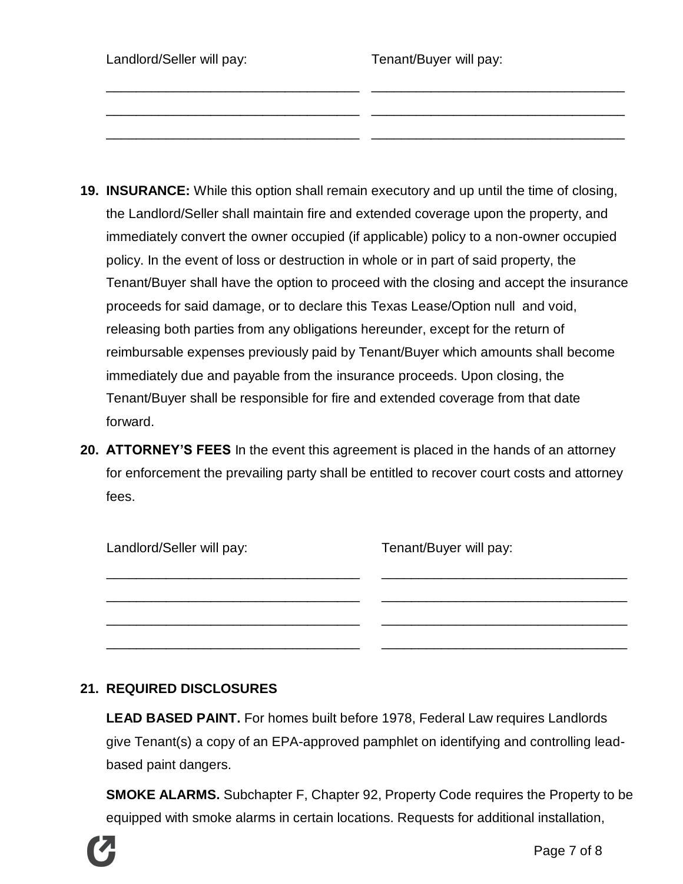| Landlord/Seller will pay: | Tenant/Buyer will pay: |
|---|---|
| ___________________________________ | ___________________________________ |
| ___________________________________ | ___________________________________ |
| ___________________________________ | ___________________________________ |

19. **INSURANCE:** While this option shall remain executory and up until the time of closing, the Landlord/Seller shall maintain fire and extended coverage upon the property, and immediately convert the owner occupied (if applicable) policy to a non-owner occupied policy. In the event of loss or destruction in whole or in part of said property, the Tenant/Buyer shall have the option to proceed with the closing and accept the insurance proceeds for said damage, or to declare this Texas Lease/Option null and void, releasing both parties from any obligations hereunder, except for the return of reimbursable expenses previously paid by Tenant/Buyer which amounts shall become immediately due and payable from the insurance proceeds. Upon closing, the Tenant/Buyer shall be responsible for fire and extended coverage from that date forward.

20. **ATTORNEY'S FEES** In the event this agreement is placed in the hands of an attorney for enforcement the prevailing party shall be entitled to recover court costs and attorney fees.

| Landlord/Seller will pay: | Tenant/Buyer will pay: |
|---|---|
| ___________________________________ | ___________________________________ |
| ___________________________________ | ___________________________________ |
| ___________________________________ | ___________________________________ |
| ___________________________________ | ___________________________________ |

21. **REQUIRED DISCLOSURES**

**LEAD BASED PAINT.** For homes built before 1978, Federal Law requires Landlords give Tenant(s) a copy of an EPA-approved pamphlet on identifying and controlling lead-based paint dangers.

**SMOKE ALARMS.** Subchapter F, Chapter 92, Property Code requires the Property to be equipped with smoke alarms in certain locations. Requests for additional installation,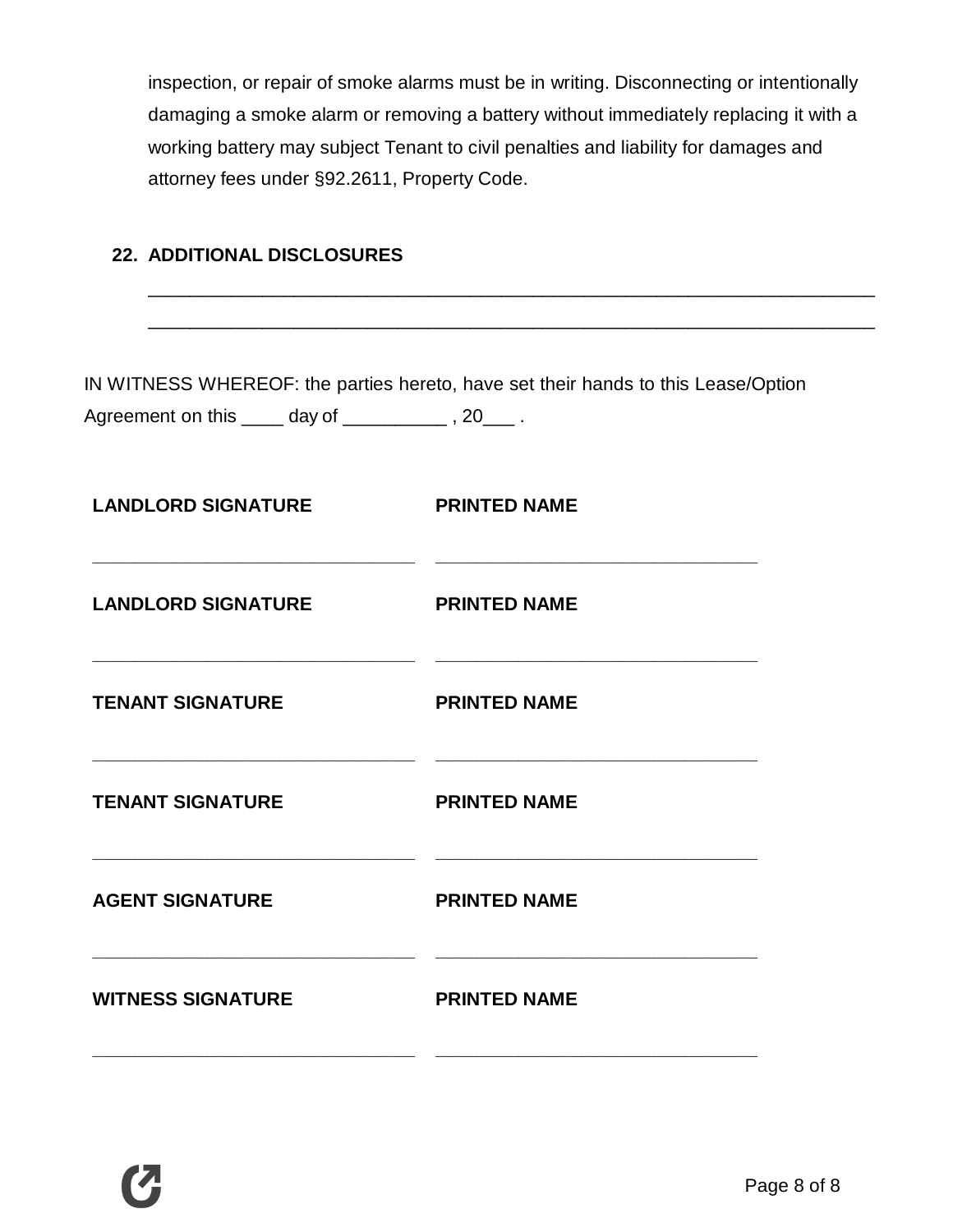inspection, or repair of smoke alarms must be in writing. Disconnecting or intentionally damaging a smoke alarm or removing a battery without immediately replacing it with a working battery may subject Tenant to civil penalties and liability for damages and attorney fees under §92.2611, Property Code.

**22. ADDITIONAL DISCLOSURES**

_______________________________________________________________________

_______________________________________________________________________

IN WITNESS WHEREOF: the parties hereto, have set their hands to this Lease/Option Agreement on this ____ day of __________ , 20___ .

| | |
|---|---|
| **LANDLORD SIGNATURE** | **PRINTED NAME** |
| _______________________________ | _______________________________ |
| **LANDLORD SIGNATURE** | **PRINTED NAME** |
| _______________________________ | _______________________________ |
| **TENANT SIGNATURE** | **PRINTED NAME** |
| _______________________________ | _______________________________ |
| **TENANT SIGNATURE** | **PRINTED NAME** |
| _______________________________ | _______________________________ |
| **AGENT SIGNATURE** | **PRINTED NAME** |
| _______________________________ | _______________________________ |
| **WITNESS SIGNATURE** | **PRINTED NAME** |
| _______________________________ | _______________________________ |